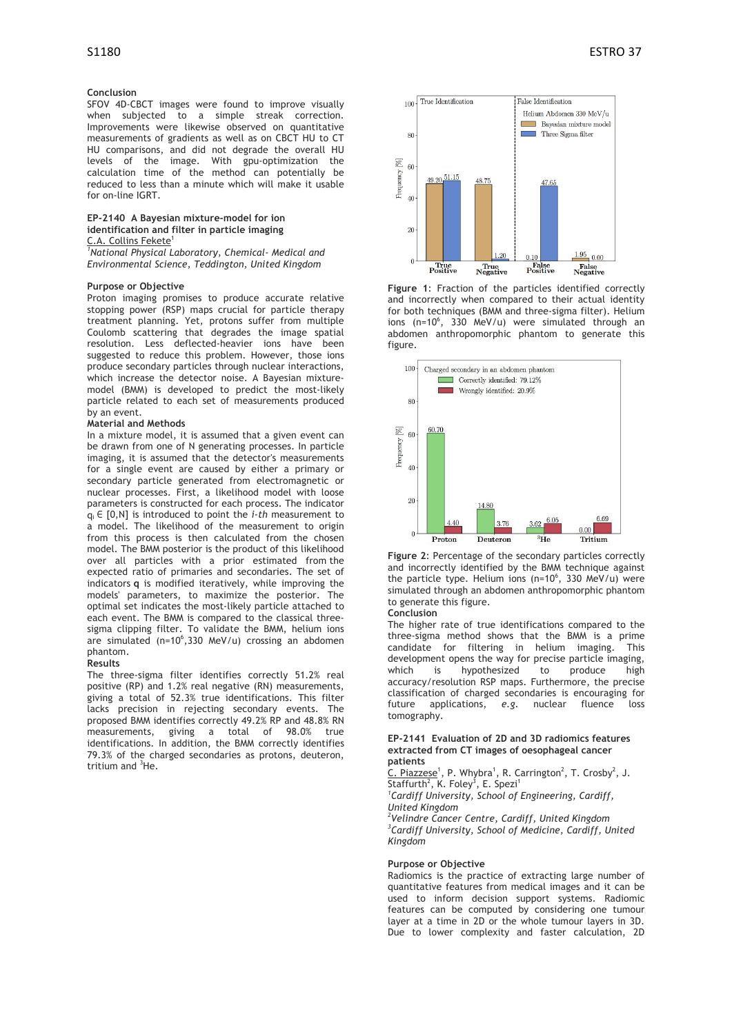**Conclusion**

SFOV 4D-CBCT images were found to improve visually when subjected to a simple streak correction. Improvements were likewise observed on quantitative measurements of gradients as well as on CBCT HU to CT HU comparisons, and did not degrade the overall HU levels of the image. With gpu-optimization the calculation time of the method can potentially be reduced to less than a minute which will make it usable for on-line IGRT.

## EP-2140 A Bayesian mixture-model for ion identification and filter in particle imaging

C.A. Collins Fekete[1]

[1]*National Physical Laboratory, Chemical- Medical and Environmental Science, Teddington, United Kingdom*

**Purpose or Objective**

Proton imaging promises to produce accurate relative stopping power (RSP) maps crucial for particle therapy treatment planning. Yet, protons suffer from multiple Coulomb scattering that degrades the image spatial resolution. Less deflected-heavier ions have been suggested to reduce this problem. However, those ions produce secondary particles through nuclear interactions, which increase the detector noise. A Bayesian mixture-model (BMM) is developed to predict the most-likely particle related to each set of measurements produced by an event.

**Material and Methods**

In a mixture model, it is assumed that a given event can be drawn from one of N generating processes. In particle imaging, it is assumed that the detector's measurements for a single event are caused by either a primary or secondary particle generated from electromagnetic or nuclear processes. First, a likelihood model with loose parameters is constructed for each process. The indicator $q_i \in [0,N]$ is introduced to point the *i-th* measurement to a model. The likelihood of the measurement to origin from this process is then calculated from the chosen model. The BMM posterior is the product of this likelihood over all particles with a prior estimated from the expected ratio of primaries and secondaries. The set of indicators $\mathbf{q}$ is modified iteratively, while improving the models' parameters, to maximize the posterior. The optimal set indicates the most-likely particle attached to each event. The BMM is compared to the classical three-sigma clipping filter. To validate the BMM, helium ions are simulated ($n=10^6$, 330 MeV/u) crossing an abdomen phantom.

**Results**

The three-sigma filter identifies correctly 51.2% real positive (RP) and 1.2% real negative (RN) measurements, giving a total of 52.3% true identifications. This filter lacks precision in rejecting secondary events. The proposed BMM identifies correctly 49.2% RP and 48.8% RN measurements, giving a total of 98.0% true identifications. In addition, the BMM correctly identifies 79.3% of the charged secondaries as protons, deuteron, tritium and $^3$He.

**Figure 1**: Fraction of the particles identified correctly and incorrectly when compared to their actual identity for both techniques (BMM and three-sigma filter). Helium ions ($n=10^6$, 330 MeV/u) were simulated through an abdomen anthropomorphic phantom to generate this figure.

**Figure 2**: Percentage of the secondary particles correctly and incorrectly identified by the BMM technique against the particle type. Helium ions ($n=10^6$, 330 MeV/u) were simulated through an abdomen anthropomorphic phantom to generate this figure.

**Conclusion**

The higher rate of true identifications compared to the three-sigma method shows that the BMM is a prime candidate for filtering in helium imaging. This development opens the way for precise particle imaging, which is hypothesized to produce high accuracy/resolution RSP maps. Furthermore, the precise classification of charged secondaries is encouraging for future applications, *e.g.* nuclear fluence loss tomography.

## EP-2141 Evaluation of 2D and 3D radiomics features extracted from CT images of oesophageal cancer patients

C. Piazzese[1], P. Whybra[1], R. Carrington[2], T. Crosby[2], J. Staffurth[2], K. Foley[3], E. Spezi[1]

[1]*Cardiff University, School of Engineering, Cardiff, United Kingdom*

[2]*Velindre Cancer Centre, Cardiff, United Kingdom*

[3]*Cardiff University, School of Medicine, Cardiff, United Kingdom*

**Purpose or Objective**

Radiomics is the practice of extracting large number of quantitative features from medical images and it can be used to inform decision support systems. Radiomic features can be computed by considering one tumour layer at a time in 2D or the whole tumour layers in 3D. Due to lower complexity and faster calculation, 2D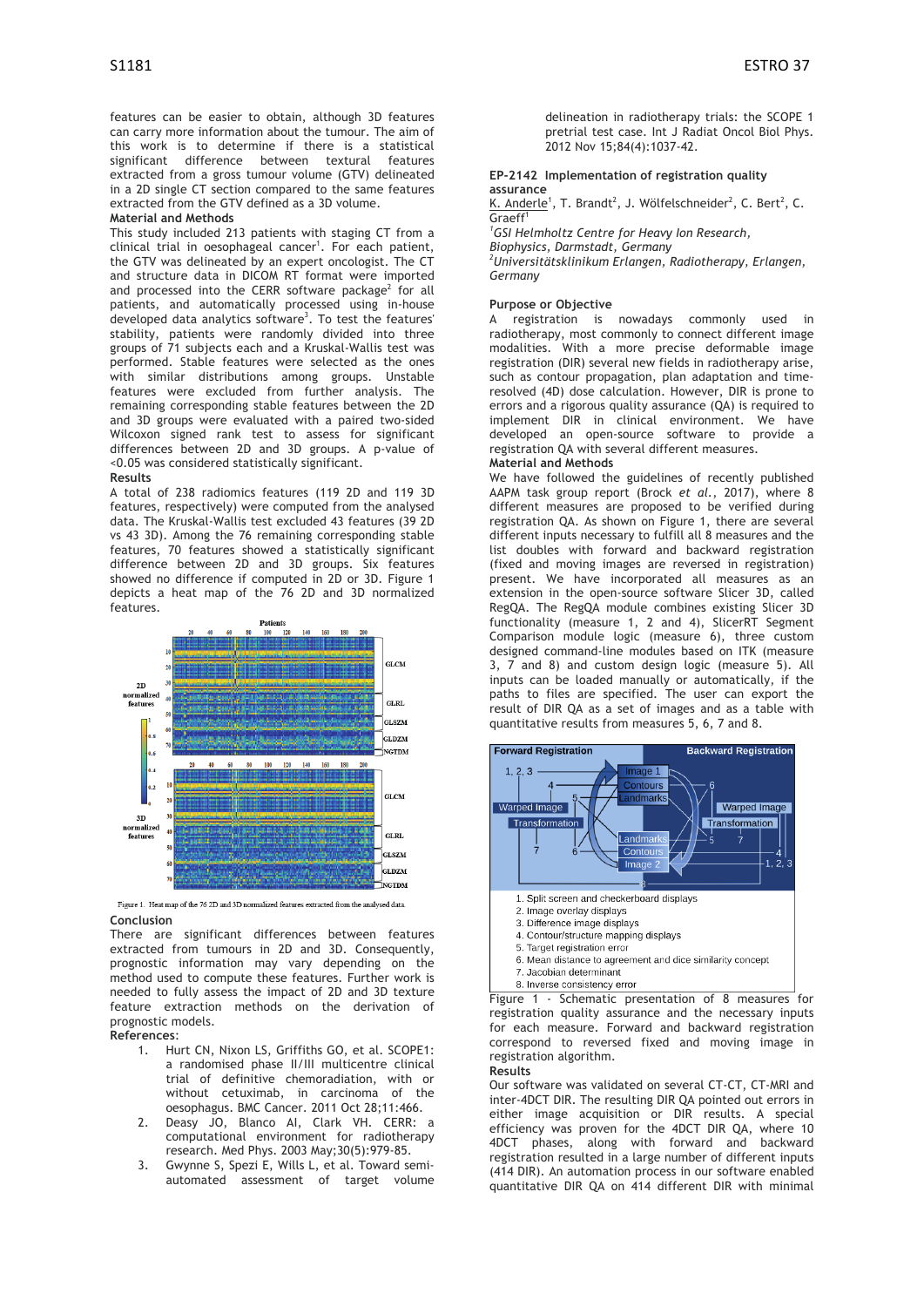features can be easier to obtain, although 3D features can carry more information about the tumour. The aim of this work is to determine if there is a statistical significant difference between textural features extracted from a gross tumour volume (GTV) delineated in a 2D single CT section compared to the same features extracted from the GTV defined as a 3D volume.

**Material and Methods**

This study included 213 patients with staging CT from a clinical trial in oesophageal cancer[1]. For each patient, the GTV was delineated by an expert oncologist. The CT and structure data in DICOM RT format were imported and processed into the CERR software package[2] for all patients, and automatically processed using in-house developed data analytics software[3]. To test the features' stability, patients were randomly divided into three groups of 71 subjects each and a Kruskal-Wallis test was performed. Stable features were selected as the ones with similar distributions among groups. Unstable features were excluded from further analysis. The remaining corresponding stable features between the 2D and 3D groups were evaluated with a paired two-sided Wilcoxon signed rank test to assess for significant differences between 2D and 3D groups. A p-value of <0.05 was considered statistically significant.

**Results**

A total of 238 radiomics features (119 2D and 119 3D features, respectively) were computed from the analysed data. The Kruskal-Wallis test excluded 43 features (39 2D vs 43 3D). Among the 76 remaining corresponding stable features, 70 features showed a statistically significant difference between 2D and 3D groups. Six features showed no difference if computed in 2D or 3D. Figure 1 depicts a heat map of the 76 2D and 3D normalized features.

Patients
20 40 60 80 100 120 140 160 180 200
2D normalized features
10 20 30 40 50 60 70
GLCM
GLRL
GLSZM
GLDZM
NGTDM
1 0.8 0.6 0.4 0.2 0
3D normalized features
GLCM
GLRL
GLSZM
GLDZM
NGTDM

Figure 1. Heat map of the 76 2D and 3D normalized features extracted from the analysed data.

**Conclusion**

There are significant differences between features extracted from tumours in 2D and 3D. Consequently, prognostic information may vary depending on the method used to compute these features. Further work is needed to fully assess the impact of 2D and 3D texture feature extraction methods on the derivation of prognostic models.

**References**:

1. Hurt CN, Nixon LS, Griffiths GO, et al. SCOPE1: a randomised phase II/III multicentre clinical trial of definitive chemoradiation, with or without cetuximab, in carcinoma of the oesophagus. BMC Cancer. 2011 Oct 28;11:466.
2. Deasy JO, Blanco AI, Clark VH. CERR: a computational environment for radiotherapy research. Med Phys. 2003 May;30(5):979-85.
3. Gwynne S, Spezi E, Wills L, et al. Toward semi-automated assessment of target volume delineation in radiotherapy trials: the SCOPE 1 pretrial test case. Int J Radiat Oncol Biol Phys. 2012 Nov 15;84(4):1037-42.

## EP-2142 Implementation of registration quality assurance

K. Anderle[1], T. Brandt[2], J. Wölfelschneider[2], C. Bert[2], C. Graeff[1]

[1]*GSI Helmholtz Centre for Heavy Ion Research, Biophysics, Darmstadt, Germany*
[2]*Universitätsklinikum Erlangen, Radiotherapy, Erlangen, Germany*

**Purpose or Objective**

A registration is nowadays commonly used in radiotherapy, most commonly to connect different image modalities. With a more precise deformable image registration (DIR) several new fields in radiotherapy arise, such as contour propagation, plan adaptation and time-resolved (4D) dose calculation. However, DIR is prone to errors and a rigorous quality assurance (QA) is required to implement DIR in clinical environment. We have developed an open-source software to provide a registration QA with several different measures.

**Material and Methods**

We have followed the guidelines of recently published AAPM task group report (Brock *et al.*, 2017), where 8 different measures are proposed to be verified during registration QA. As shown on Figure 1, there are several different inputs necessary to fulfill all 8 measures and the list doubles with forward and backward registration (fixed and moving images are reversed in registration) present. We have incorporated all measures as an extension in the open-source software 3D Slicer, called RegQA. The RegQA module combines existing Slicer 3D functionality (measure 1, 2 and 4), SlicerRT Segment Comparison module logic (measure 6), three custom designed command-line modules based on ITK (measure 3, 7 and 8) and custom design logic (measure 5). All inputs can be loaded manually or automatically, if the paths to files are specified. The user can export the result of DIR QA as a set of images and as a table with quantitative results from measures 5, 6, 7 and 8.

Forward Registration
Backward Registration
1, 2, 3
4
5
6
7
8
Image 1
Contours
Landmarks
Warped Image
Transformation
Landmarks
Contours
Image 2
Warped Image
Transformation
5
7
4
1, 2, 3

1. Split screen and checkerboard displays
2. Image overlay displays
3. Difference image displays
4. Contour/structure mapping displays
5. Target registration error
6. Mean distance to agreement and dice similarity concept
7. Jacobian determinant
8. Inverse consistency error

Figure 1 - Schematic presentation of 8 measures for registration quality assurance and the necessary inputs for each measure. Forward and backward registration correspond to reversed fixed and moving image in registration algorithm.

**Results**

Our software was validated on several CT-CT, CT-MRI and inter-4DCT DIR. The resulting DIR QA pointed out errors in either image acquisition or DIR results. A special efficiency was proven for the 4DCT DIR QA, where 10 4DCT phases, along with forward and backward registration resulted in a large number of different inputs (414 DIR). An automation process in our software enabled quantitative DIR QA on 414 different DIR with minimal